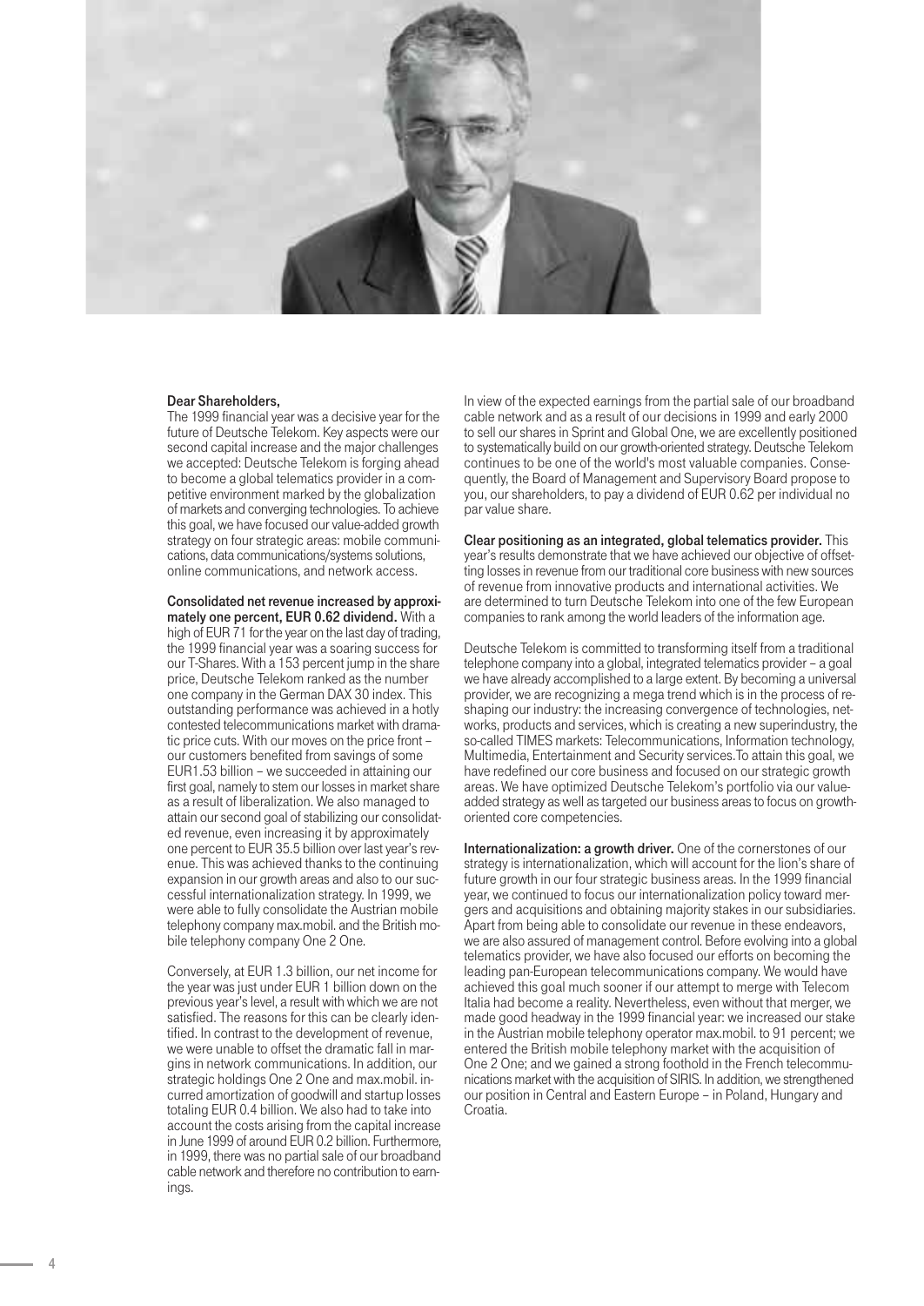**Dear Shareholders,**

The 1999 financial year was a decisive year for the future of Deutsche Telekom. Key aspects were our second capital increase and the major challenges we accepted: Deutsche Telekom is forging ahead to become a global telematics provider in a competitive environment marked by the globalization of markets and converging technologies. To achieve this goal, we have focused our value-added growth strategy on four strategic areas: mobile communications, data communications/systems solutions, online communications, and network access.

**Consolidated net revenue increased by approximately one percent, EUR 0.62 dividend.** With a high of EUR 71 for the year on the last day of trading, the 1999 financial year was a soaring success for our T-Shares. With a 153 percent jump in the share price, Deutsche Telekom ranked as the number one company in the German DAX 30 index. This outstanding performance was achieved in a hotly contested telecommunications market with dramatic price cuts. With our moves on the price front – our customers benefited from savings of some EUR1.53 billion – we succeeded in attaining our first goal, namely to stem our losses in market share as a result of liberalization. We also managed to attain our second goal of stabilizing our consolidated revenue, even increasing it by approximately one percent to EUR 35.5 billion over last year's revenue. This was achieved thanks to the continuing expansion in our growth areas and also to our successful internationalization strategy. In 1999, we were able to fully consolidate the Austrian mobile telephony company max.mobil. and the British mobile telephony company One 2 One.

Conversely, at EUR 1.3 billion, our net income for the year was just under EUR 1 billion down on the previous year's level, a result with which we are not satisfied. The reasons for this can be clearly identified. In contrast to the development of revenue, we were unable to offset the dramatic fall in margins in network communications. In addition, our strategic holdings One 2 One and max.mobil. incurred amortization of goodwill and startup losses totaling EUR 0.4 billion. We also had to take into account the costs arising from the capital increase in June 1999 of around EUR 0.2 billion. Furthermore, in 1999, there was no partial sale of our broadband cable network and therefore no contribution to earnings.

In view of the expected earnings from the partial sale of our broadband cable network and as a result of our decisions in 1999 and early 2000 to sell our shares in Sprint and Global One, we are excellently positioned to systematically build on our growth-oriented strategy. Deutsche Telekom continues to be one of the world's most valuable companies. Consequently, the Board of Management and Supervisory Board propose to you, our shareholders, to pay a dividend of EUR 0.62 per individual no par value share.

**Clear positioning as an integrated, global telematics provider.** This year's results demonstrate that we have achieved our objective of offsetting losses in revenue from our traditional core business with new sources of revenue from innovative products and international activities. We are determined to turn Deutsche Telekom into one of the few European companies to rank among the world leaders of the information age.

Deutsche Telekom is committed to transforming itself from a traditional telephone company into a global, integrated telematics provider – a goal we have already accomplished to a large extent. By becoming a universal provider, we are recognizing a mega trend which is in the process of reshaping our industry: the increasing convergence of technologies, networks, products and services, which is creating a new superindustry, the so-called TIMES markets: Telecommunications, Information technology, Multimedia, Entertainment and Security services.To attain this goal, we have redefined our core business and focused on our strategic growth areas. We have optimized Deutsche Telekom's portfolio via our value-added strategy as well as targeted our business areas to focus on growth-oriented core competencies.

**Internationalization: a growth driver.** One of the cornerstones of our strategy is internationalization, which will account for the lion's share of future growth in our four strategic business areas. In the 1999 financial year, we continued to focus our internationalization policy toward mergers and acquisitions and obtaining majority stakes in our subsidiaries. Apart from being able to consolidate our revenue in these endeavors, we are also assured of management control. Before evolving into a global telematics provider, we have also focused our efforts on becoming the leading pan-European telecommunications company. We would have achieved this goal much sooner if our attempt to merge with Telecom Italia had become a reality. Nevertheless, even without that merger, we made good headway in the 1999 financial year: we increased our stake in the Austrian mobile telephony operator max.mobil. to 91 percent; we entered the British mobile telephony market with the acquisition of One 2 One; and we gained a strong foothold in the French telecommunications market with the acquisition of SIRIS. In addition, we strengthened our position in Central and Eastern Europe – in Poland, Hungary and Croatia.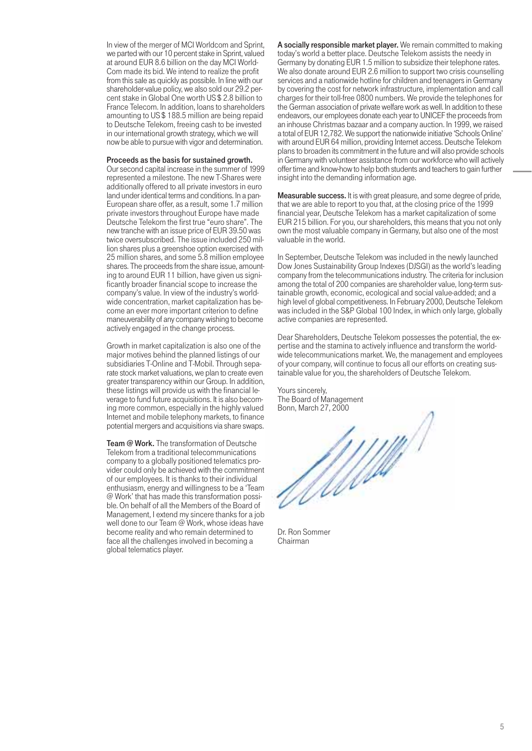In view of the merger of MCI Worldcom and Sprint, we parted with our 10 percent stake in Sprint, valued at around EUR 8.6 billion on the day MCI WorldCom made its bid. We intend to realize the profit from this sale as quickly as possible. In line with our shareholder-value policy, we also sold our 29.2 percent stake in Global One worth US $ 2.8 billion to France Telecom. In addition, loans to shareholders amounting to US $ 188.5 million are being repaid to Deutsche Telekom, freeing cash to be invested in our international growth strategy, which we will now be able to pursue with vigor and determination.

**Proceeds as the basis for sustained growth.** Our second capital increase in the summer of 1999 represented a milestone. The new T-Shares were additionally offered to all private investors in euro land under identical terms and conditions. In a pan-European share offer, as a result, some 1.7 million private investors throughout Europe have made Deutsche Telekom the first true "euro share". The new tranche with an issue price of EUR 39.50 was twice oversubscribed. The issue included 250 million shares plus a greenshoe option exercised with 25 million shares, and some 5.8 million employee shares. The proceeds from the share issue, amounting to around EUR 11 billion, have given us significantly broader financial scope to increase the company's value. In view of the industry's worldwide concentration, market capitalization has become an ever more important criterion to define maneuverability of any company wishing to become actively engaged in the change process.

Growth in market capitalization is also one of the major motives behind the planned listings of our subsidiaries T-Online and T-Mobil. Through separate stock market valuations, we plan to create even greater transparency within our Group. In addition, these listings will provide us with the financial leverage to fund future acquisitions. It is also becoming more common, especially in the highly valued Internet and mobile telephony markets, to finance potential mergers and acquisitions via share swaps.

**Team @ Work.** The transformation of Deutsche Telekom from a traditional telecommunications company to a globally positioned telematics provider could only be achieved with the commitment of our employees. It is thanks to their individual enthusiasm, energy and willingness to be a 'Team @ Work' that has made this transformation possible. On behalf of all the Members of the Board of Management, I extend my sincere thanks for a job well done to our Team @ Work, whose ideas have become reality and who remain determined to face all the challenges involved in becoming a global telematics player.

**A socially responsible market player.** We remain committed to making today's world a better place. Deutsche Telekom assists the needy in Germany by donating EUR 1.5 million to subsidize their telephone rates. We also donate around EUR 2.6 million to support two crisis counselling services and a nationwide hotline for children and teenagers in Germany by covering the cost for network infrastructure, implementation and call charges for their toll-free 0800 numbers. We provide the telephones for the German association of private welfare work as well. In addition to these endeavors, our employees donate each year to UNICEF the proceeds from an inhouse Christmas bazaar and a company auction. In 1999, we raised a total of EUR 12,782. We support the nationwide initiative 'Schools Online' with around EUR 64 million, providing Internet access. Deutsche Telekom plans to broaden its commitment in the future and will also provide schools in Germany with volunteer assistance from our workforce who will actively offer time and know-how to help both students and teachers to gain further insight into the demanding information age.

**Measurable success.** It is with great pleasure, and some degree of pride, that we are able to report to you that, at the closing price of the 1999 financial year, Deutsche Telekom has a market capitalization of some EUR 215 billion. For you, our shareholders, this means that you not only own the most valuable company in Germany, but also one of the most valuable in the world.

In September, Deutsche Telekom was included in the newly launched Dow Jones Sustainability Group Indexes (DJSGI) as the world's leading company from the telecommunications industry. The criteria for inclusion among the total of 200 companies are shareholder value, long-term sustainable growth, economic, ecological and social value-added; and a high level of global competitiveness. In February 2000, Deutsche Telekom was included in the S&P Global 100 Index, in which only large, globally active companies are represented.

Dear Shareholders, Deutsche Telekom possesses the potential, the expertise and the stamina to actively influence and transform the worldwide telecommunications market. We, the management and employees of your company, will continue to focus all our efforts on creating sustainable value for you, the shareholders of Deutsche Telekom.

Yours sincerely,
The Board of Management
Bonn, March 27, 2000

Dr. Ron Sommer
Chairman